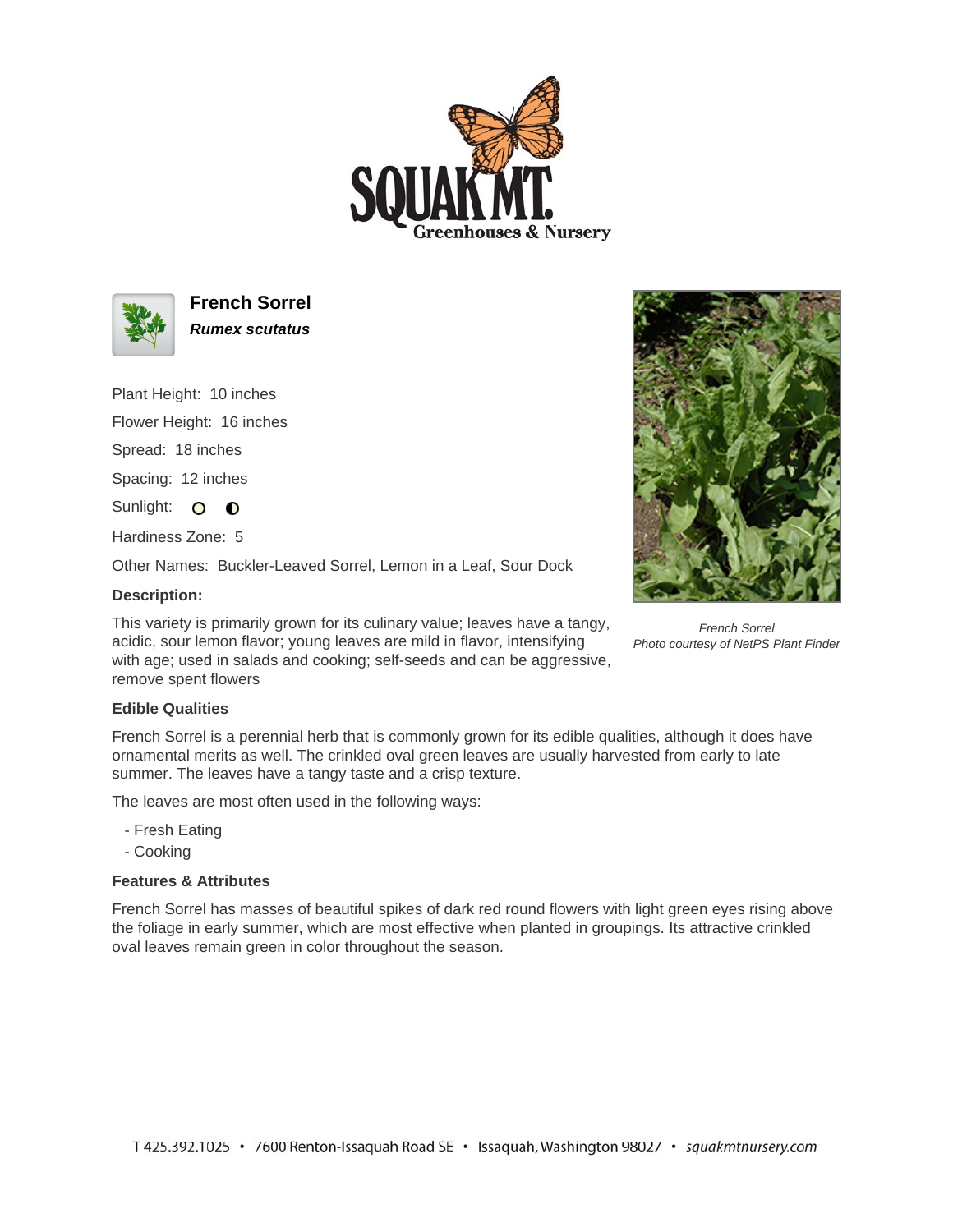# French Sorrel

***Rumex scutatus***

Plant Height: 10 inches

Flower Height: 16 inches

Spread: 18 inches

Spacing: 12 inches

Sunlight:

Hardiness Zone: 5

Other Names: Buckler-Leaved Sorrel, Lemon in a Leaf, Sour Dock

### Description:

This variety is primarily grown for its culinary value; leaves have a tangy, acidic, sour lemon flavor; young leaves are mild in flavor, intensifying with age; used in salads and cooking; self-seeds and can be aggressive, remove spent flowers

*French Sorrel*
*Photo courtesy of NetPS Plant Finder*

### Edible Qualities

French Sorrel is a perennial herb that is commonly grown for its edible qualities, although it does have ornamental merits as well. The crinkled oval green leaves are usually harvested from early to late summer. The leaves have a tangy taste and a crisp texture.

The leaves are most often used in the following ways:

- Fresh Eating
- Cooking

### Features & Attributes

French Sorrel has masses of beautiful spikes of dark red round flowers with light green eyes rising above the foliage in early summer, which are most effective when planted in groupings. Its attractive crinkled oval leaves remain green in color throughout the season.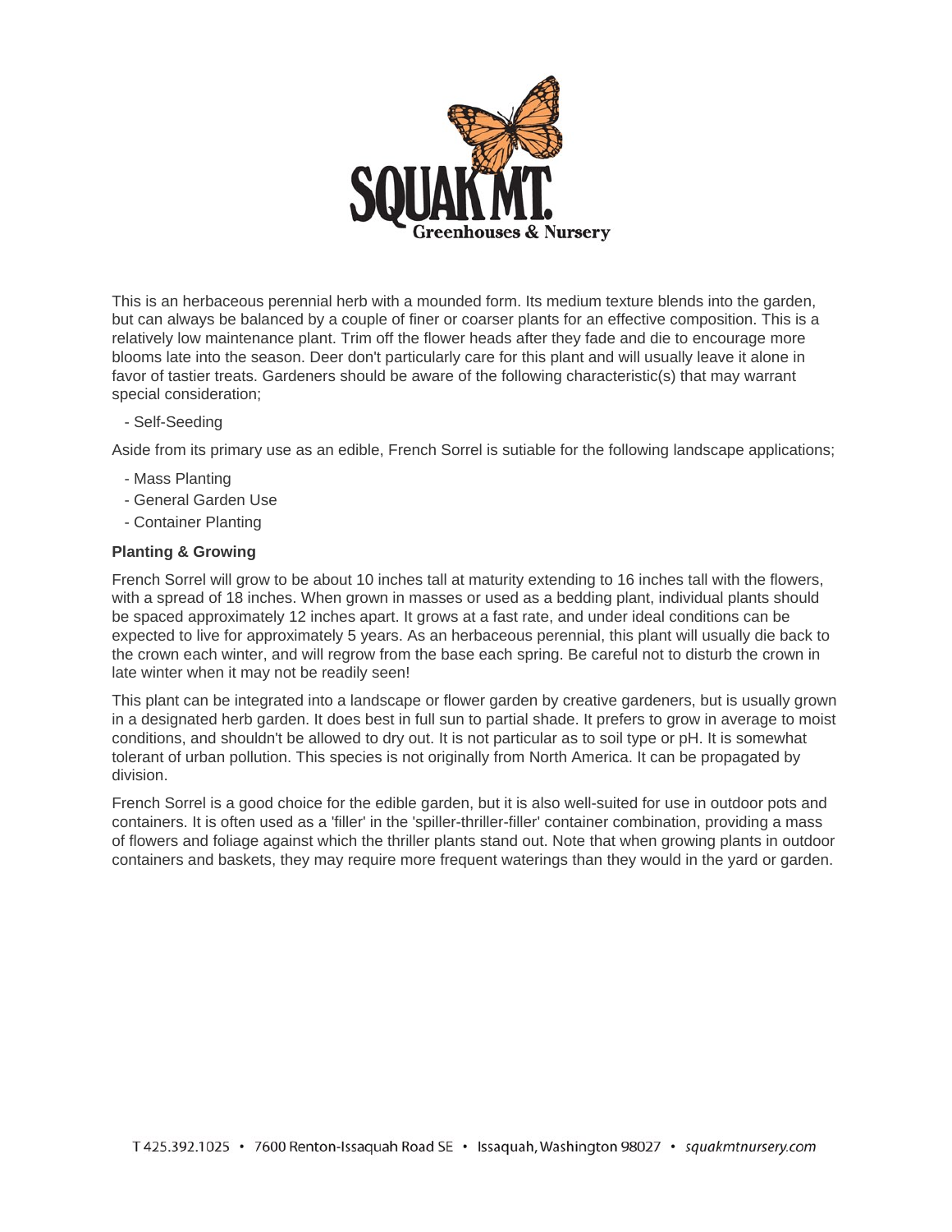This is an herbaceous perennial herb with a mounded form. Its medium texture blends into the garden, but can always be balanced by a couple of finer or coarser plants for an effective composition. This is a relatively low maintenance plant. Trim off the flower heads after they fade and die to encourage more blooms late into the season. Deer don't particularly care for this plant and will usually leave it alone in favor of tastier treats. Gardeners should be aware of the following characteristic(s) that may warrant special consideration;

- Self-Seeding

Aside from its primary use as an edible, French Sorrel is sutiable for the following landscape applications;

- Mass Planting
- General Garden Use
- Container Planting

**Planting & Growing**

French Sorrel will grow to be about 10 inches tall at maturity extending to 16 inches tall with the flowers, with a spread of 18 inches. When grown in masses or used as a bedding plant, individual plants should be spaced approximately 12 inches apart. It grows at a fast rate, and under ideal conditions can be expected to live for approximately 5 years. As an herbaceous perennial, this plant will usually die back to the crown each winter, and will regrow from the base each spring. Be careful not to disturb the crown in late winter when it may not be readily seen!

This plant can be integrated into a landscape or flower garden by creative gardeners, but is usually grown in a designated herb garden. It does best in full sun to partial shade. It prefers to grow in average to moist conditions, and shouldn't be allowed to dry out. It is not particular as to soil type or pH. It is somewhat tolerant of urban pollution. This species is not originally from North America. It can be propagated by division.

French Sorrel is a good choice for the edible garden, but it is also well-suited for use in outdoor pots and containers. It is often used as a 'filler' in the 'spiller-thriller-filler' container combination, providing a mass of flowers and foliage against which the thriller plants stand out. Note that when growing plants in outdoor containers and baskets, they may require more frequent waterings than they would in the yard or garden.